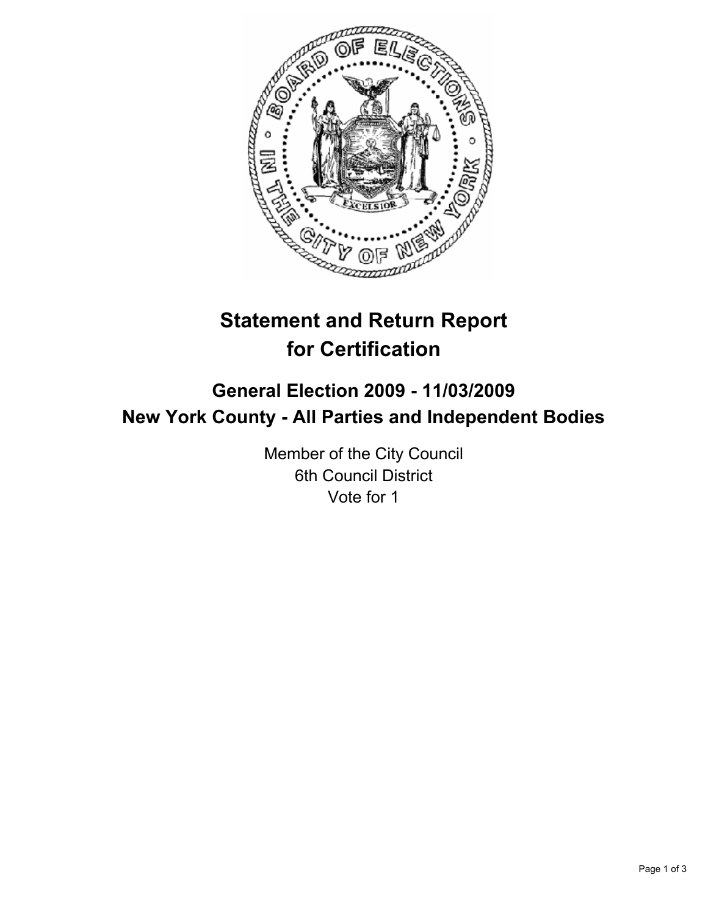# Statement and Return Report for Certification

## General Election 2009 - 11/03/2009
## New York County - All Parties and Independent Bodies

Member of the City Council
6th Council District
Vote for 1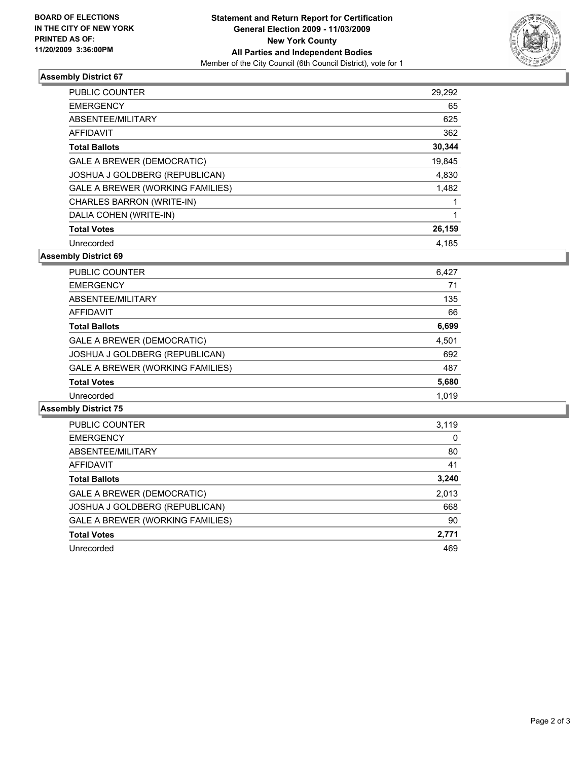**BOARD OF ELECTIONS IN THE CITY OF NEW YORK PRINTED AS OF: 11/20/2009 3:36:00PM**

**Statement and Return Report for Certification**
**General Election 2009 - 11/03/2009**
**New York County**
**All Parties and Independent Bodies**
Member of the City Council (6th Council District), vote for 1

### Assembly District 67

| | |
|---|---|
| PUBLIC COUNTER | 29,292 |
| EMERGENCY | 65 |
| ABSENTEE/MILITARY | 625 |
| AFFIDAVIT | 362 |
| **Total Ballots** | **30,344** |
| GALE A BREWER (DEMOCRATIC) | 19,845 |
| JOSHUA J GOLDBERG (REPUBLICAN) | 4,830 |
| GALE A BREWER (WORKING FAMILIES) | 1,482 |
| CHARLES BARRON (WRITE-IN) | 1 |
| DALIA COHEN (WRITE-IN) | 1 |
| **Total Votes** | **26,159** |
| Unrecorded | 4,185 |

### Assembly District 69

| | |
|---|---|
| PUBLIC COUNTER | 6,427 |
| EMERGENCY | 71 |
| ABSENTEE/MILITARY | 135 |
| AFFIDAVIT | 66 |
| **Total Ballots** | **6,699** |
| GALE A BREWER (DEMOCRATIC) | 4,501 |
| JOSHUA J GOLDBERG (REPUBLICAN) | 692 |
| GALE A BREWER (WORKING FAMILIES) | 487 |
| **Total Votes** | **5,680** |
| Unrecorded | 1,019 |

### Assembly District 75

| | |
|---|---|
| PUBLIC COUNTER | 3,119 |
| EMERGENCY | 0 |
| ABSENTEE/MILITARY | 80 |
| AFFIDAVIT | 41 |
| **Total Ballots** | **3,240** |
| GALE A BREWER (DEMOCRATIC) | 2,013 |
| JOSHUA J GOLDBERG (REPUBLICAN) | 668 |
| GALE A BREWER (WORKING FAMILIES) | 90 |
| **Total Votes** | **2,771** |
| Unrecorded | 469 |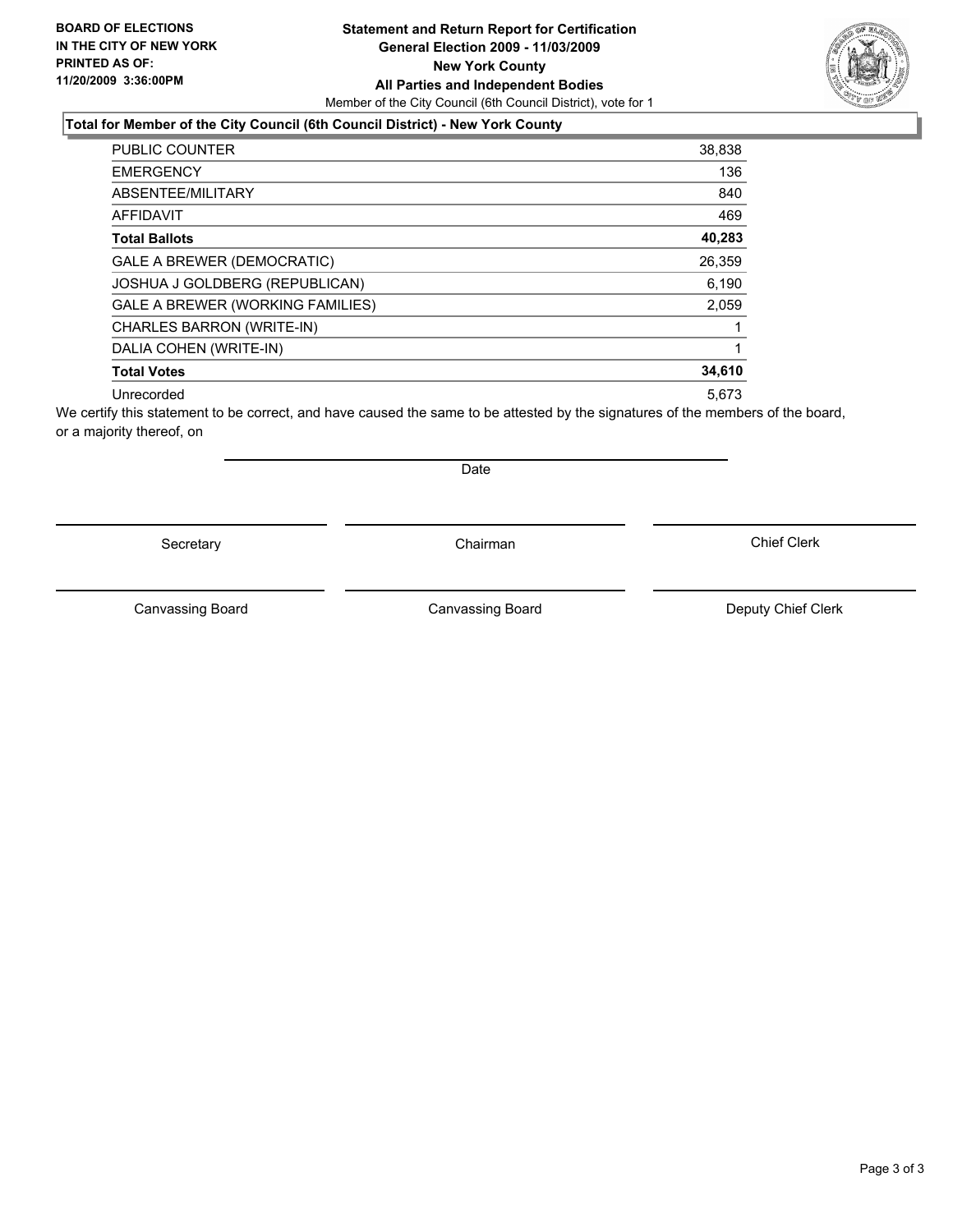**BOARD OF ELECTIONS IN THE CITY OF NEW YORK PRINTED AS OF: 11/20/2009 3:36:00PM**

**Statement and Return Report for Certification**
**General Election 2009 - 11/03/2009**
**New York County**
**All Parties and Independent Bodies**
Member of the City Council (6th Council District), vote for 1

### Total for Member of the City Council (6th Council District) - New York County

| | |
|---|---|
| PUBLIC COUNTER | 38,838 |
| EMERGENCY | 136 |
| ABSENTEE/MILITARY | 840 |
| AFFIDAVIT | 469 |
| **Total Ballots** | **40,283** |
| GALE A BREWER (DEMOCRATIC) | 26,359 |
| JOSHUA J GOLDBERG (REPUBLICAN) | 6,190 |
| GALE A BREWER (WORKING FAMILIES) | 2,059 |
| CHARLES BARRON (WRITE-IN) | 1 |
| DALIA COHEN (WRITE-IN) | 1 |
| **Total Votes** | **34,610** |
| Unrecorded | 5,673 |

We certify this statement to be correct, and have caused the same to be attested by the signatures of the members of the board, or a majority thereof, on

Date

Secretary

Chairman

Chief Clerk

Canvassing Board

Canvassing Board

Deputy Chief Clerk